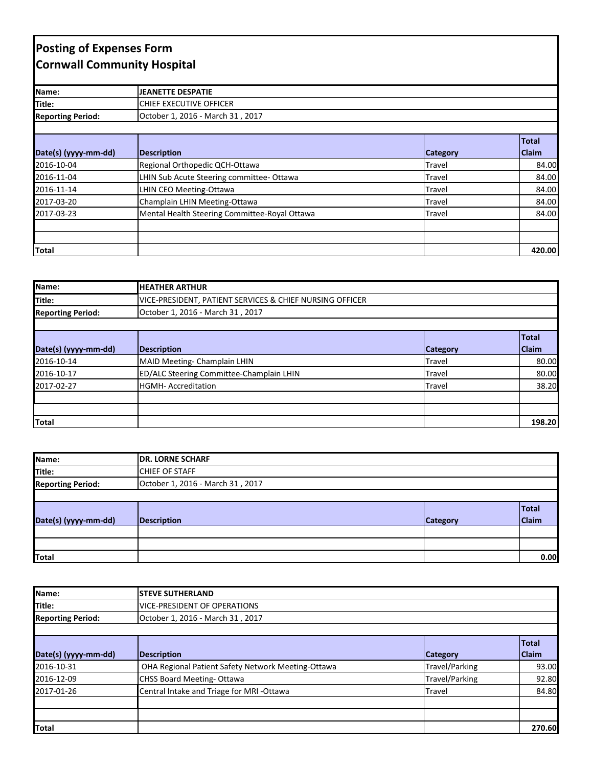# Posting of Expenses Form
## Cornwall Community Hospital

| | |
|---|---|
| **Name:** | **JEANETTE DESPATIE** |
| **Title:** | CHIEF EXECUTIVE OFFICER |
| **Reporting Period:** | October 1, 2016 - March 31 , 2017 |

| Date(s) (yyyy-mm-dd) | Description | Category | Total Claim |
|---|---|---|---|
| 2016-10-04 | Regional Orthopedic QCH-Ottawa | Travel | 84.00 |
| 2016-11-04 | LHIN Sub Acute Steering committee- Ottawa | Travel | 84.00 |
| 2016-11-14 | LHIN CEO Meeting-Ottawa | Travel | 84.00 |
| 2017-03-20 | Champlain LHIN Meeting-Ottawa | Travel | 84.00 |
| 2017-03-23 | Mental Health Steering Committee-Royal Ottawa | Travel | 84.00 |
| | | | |
| | | | |
| **Total** | | | **420.00** |

| | |
|---|---|
| **Name:** | **HEATHER ARTHUR** |
| **Title:** | VICE-PRESIDENT, PATIENT SERVICES & CHIEF NURSING OFFICER |
| **Reporting Period:** | October 1, 2016 - March 31 , 2017 |

| Date(s) (yyyy-mm-dd) | Description | Category | Total Claim |
|---|---|---|---|
| 2016-10-14 | MAID Meeting- Champlain LHIN | Travel | 80.00 |
| 2016-10-17 | ED/ALC Steering Committee-Champlain LHIN | Travel | 80.00 |
| 2017-02-27 | HGMH- Accreditation | Travel | 38.20 |
| | | | |
| | | | |
| **Total** | | | **198.20** |

| | |
|---|---|
| **Name:** | **DR. LORNE SCHARF** |
| **Title:** | CHIEF OF STAFF |
| **Reporting Period:** | October 1, 2016 - March 31 , 2017 |

| Date(s) (yyyy-mm-dd) | Description | Category | Total Claim |
|---|---|---|---|
| | | | |
| | | | |
| **Total** | | | **0.00** |

| | |
|---|---|
| **Name:** | **STEVE SUTHERLAND** |
| **Title:** | VICE-PRESIDENT OF OPERATIONS |
| **Reporting Period:** | October 1, 2016 - March 31 , 2017 |

| Date(s) (yyyy-mm-dd) | Description | Category | Total Claim |
|---|---|---|---|
| 2016-10-31 | OHA Regional Patient Safety Network Meeting-Ottawa | Travel/Parking | 93.00 |
| 2016-12-09 | CHSS Board Meeting- Ottawa | Travel/Parking | 92.80 |
| 2017-01-26 | Central Intake and Triage for MRI -Ottawa | Travel | 84.80 |
| | | | |
| | | | |
| **Total** | | | **270.60** |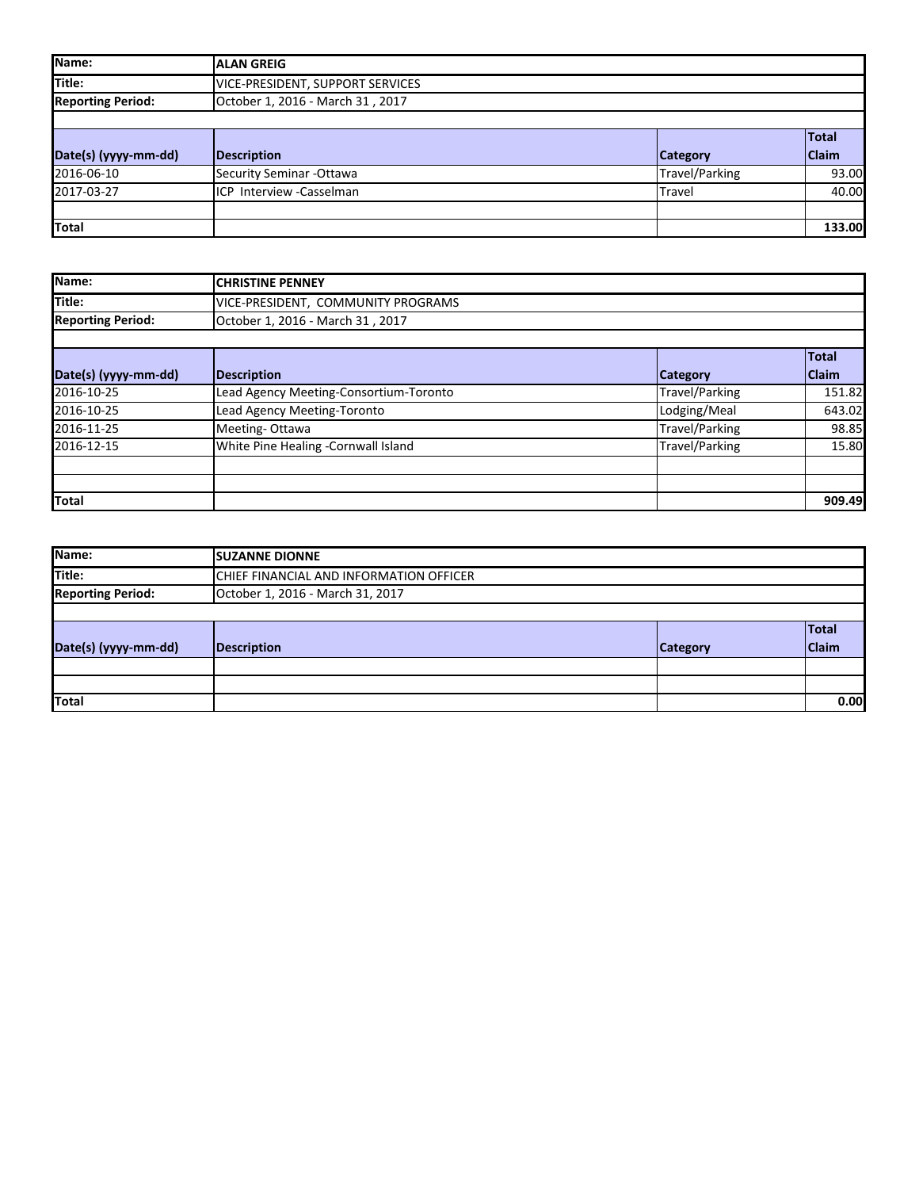| | | | |
|---|---|---|---|
| **Name:** | **ALAN GREIG** | | |
| **Title:** | VICE-PRESIDENT, SUPPORT SERVICES | | |
| **Reporting Period:** | October 1, 2016 - March 31 , 2017 | | |
| | | | |
| **Date(s) (yyyy-mm-dd)** | **Description** | **Category** | **Total Claim** |
| 2016-06-10 | Security Seminar -Ottawa | Travel/Parking | 93.00 |
| 2017-03-27 | ICP Interview -Casselman | Travel | 40.00 |
| | | | |
| **Total** | | | **133.00** |

| | | | |
|---|---|---|---|
| **Name:** | **CHRISTINE PENNEY** | | |
| **Title:** | VICE-PRESIDENT, COMMUNITY PROGRAMS | | |
| **Reporting Period:** | October 1, 2016 - March 31 , 2017 | | |
| | | | |
| **Date(s) (yyyy-mm-dd)** | **Description** | **Category** | **Total Claim** |
| 2016-10-25 | Lead Agency Meeting-Consortium-Toronto | Travel/Parking | 151.82 |
| 2016-10-25 | Lead Agency Meeting-Toronto | Lodging/Meal | 643.02 |
| 2016-11-25 | Meeting- Ottawa | Travel/Parking | 98.85 |
| 2016-12-15 | White Pine Healing -Cornwall Island | Travel/Parking | 15.80 |
| | | | |
| | | | |
| **Total** | | | **909.49** |

| | | | |
|---|---|---|---|
| **Name:** | **SUZANNE DIONNE** | | |
| **Title:** | CHIEF FINANCIAL AND INFORMATION OFFICER | | |
| **Reporting Period:** | October 1, 2016 - March 31, 2017 | | |
| | | | |
| **Date(s) (yyyy-mm-dd)** | **Description** | **Category** | **Total Claim** |
| | | | |
| | | | |
| **Total** | | | **0.00** |